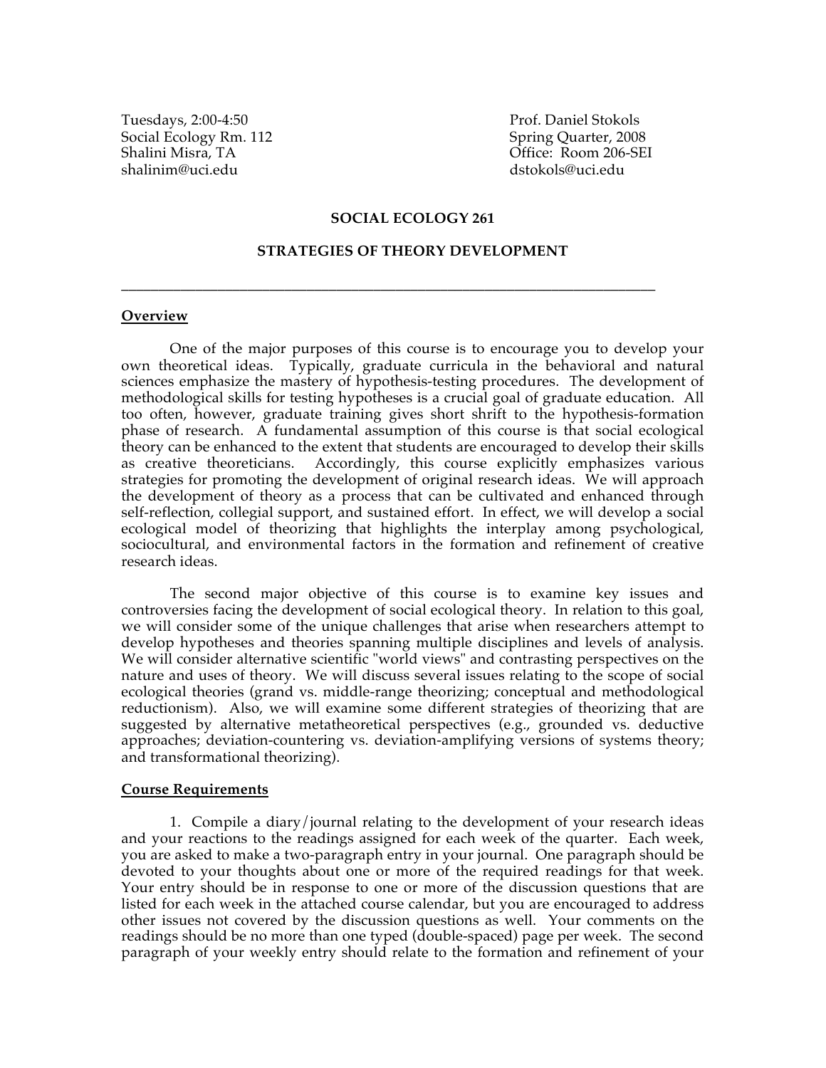Tuesdays, 2:00-4:50
Social Ecology Rm. 112
Shalini Misra, TA
shalinim@uci.edu

Prof. Daniel Stokols
Spring Quarter, 2008
Office: Room 206-SEI
dstokols@uci.edu

**SOCIAL ECOLOGY 261**

**STRATEGIES OF THEORY DEVELOPMENT**

---

## Overview

One of the major purposes of this course is to encourage you to develop your own theoretical ideas. Typically, graduate curricula in the behavioral and natural sciences emphasize the mastery of hypothesis-testing procedures. The development of methodological skills for testing hypotheses is a crucial goal of graduate education. All too often, however, graduate training gives short shrift to the hypothesis-formation phase of research. A fundamental assumption of this course is that social ecological theory can be enhanced to the extent that students are encouraged to develop their skills as creative theoreticians. Accordingly, this course explicitly emphasizes various strategies for promoting the development of original research ideas. We will approach the development of theory as a process that can be cultivated and enhanced through self-reflection, collegial support, and sustained effort. In effect, we will develop a social ecological model of theorizing that highlights the interplay among psychological, sociocultural, and environmental factors in the formation and refinement of creative research ideas.

The second major objective of this course is to examine key issues and controversies facing the development of social ecological theory. In relation to this goal, we will consider some of the unique challenges that arise when researchers attempt to develop hypotheses and theories spanning multiple disciplines and levels of analysis. We will consider alternative scientific "world views" and contrasting perspectives on the nature and uses of theory. We will discuss several issues relating to the scope of social ecological theories (grand vs. middle-range theorizing; conceptual and methodological reductionism). Also, we will examine some different strategies of theorizing that are suggested by alternative metatheoretical perspectives (e.g., grounded vs. deductive approaches; deviation-countering vs. deviation-amplifying versions of systems theory; and transformational theorizing).

## Course Requirements

1. Compile a diary/journal relating to the development of your research ideas and your reactions to the readings assigned for each week of the quarter. Each week, you are asked to make a two-paragraph entry in your journal. One paragraph should be devoted to your thoughts about one or more of the required readings for that week. Your entry should be in response to one or more of the discussion questions that are listed for each week in the attached course calendar, but you are encouraged to address other issues not covered by the discussion questions as well. Your comments on the readings should be no more than one typed (double-spaced) page per week. The second paragraph of your weekly entry should relate to the formation and refinement of your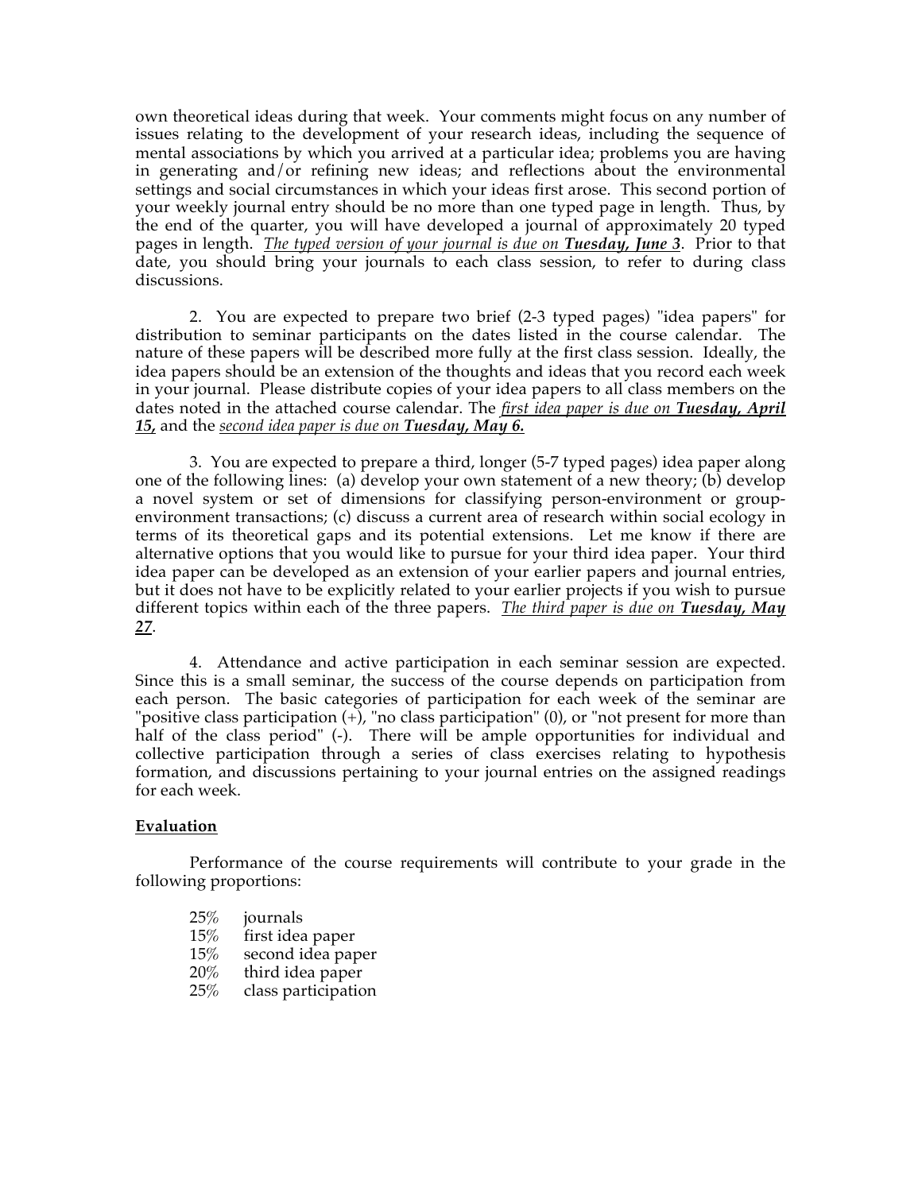own theoretical ideas during that week. Your comments might focus on any number of issues relating to the development of your research ideas, including the sequence of mental associations by which you arrived at a particular idea; problems you are having in generating and/or refining new ideas; and reflections about the environmental settings and social circumstances in which your ideas first arose. This second portion of your weekly journal entry should be no more than one typed page in length. Thus, by the end of the quarter, you will have developed a journal of approximately 20 typed pages in length. *The typed version of your journal is due on **Tuesday, June 3***. Prior to that date, you should bring your journals to each class session, to refer to during class discussions.

2. You are expected to prepare two brief (2-3 typed pages) "idea papers" for distribution to seminar participants on the dates listed in the course calendar. The nature of these papers will be described more fully at the first class session. Ideally, the idea papers should be an extension of the thoughts and ideas that you record each week in your journal. Please distribute copies of your idea papers to all class members on the dates noted in the attached course calendar. The *first idea paper is due on **Tuesday, April 15,*** and the *second idea paper is due on **Tuesday, May 6.***

3. You are expected to prepare a third, longer (5-7 typed pages) idea paper along one of the following lines: (a) develop your own statement of a new theory; (b) develop a novel system or set of dimensions for classifying person-environment or group-environment transactions; (c) discuss a current area of research within social ecology in terms of its theoretical gaps and its potential extensions. Let me know if there are alternative options that you would like to pursue for your third idea paper. Your third idea paper can be developed as an extension of your earlier papers and journal entries, but it does not have to be explicitly related to your earlier projects if you wish to pursue different topics within each of the three papers. *The third paper is due on **Tuesday, May 27***.

4. Attendance and active participation in each seminar session are expected. Since this is a small seminar, the success of the course depends on participation from each person. The basic categories of participation for each week of the seminar are "positive class participation (+), "no class participation" (0), or "not present for more than half of the class period" (-). There will be ample opportunities for individual and collective participation through a series of class exercises relating to hypothesis formation, and discussions pertaining to your journal entries on the assigned readings for each week.

## Evaluation

Performance of the course requirements will contribute to your grade in the following proportions:

- 25% journals
- 15% first idea paper
- 15% second idea paper
- 20% third idea paper
- 25% class participation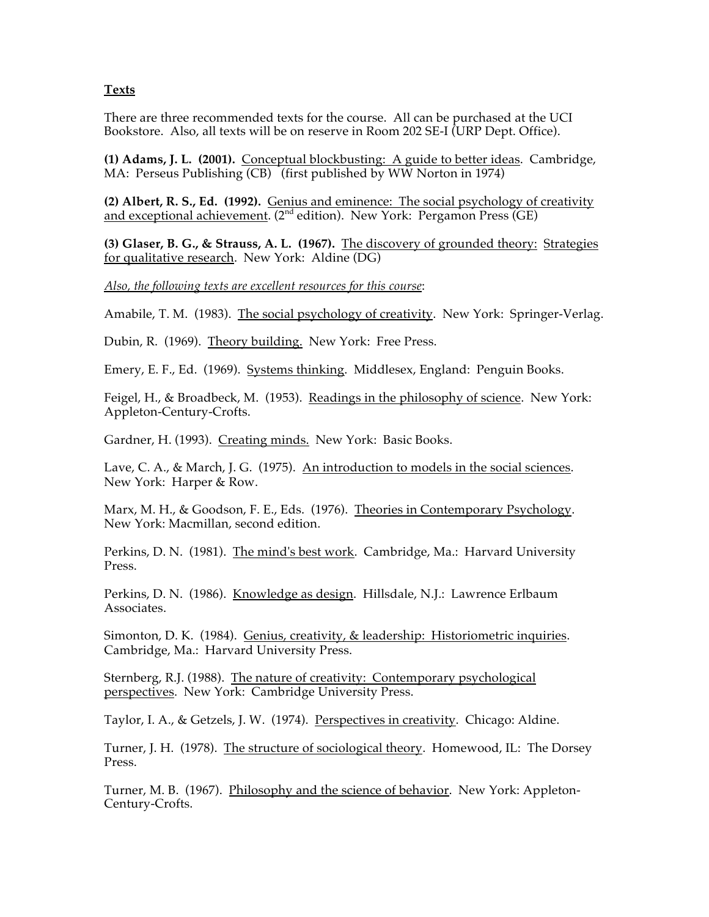**Texts**

There are three recommended texts for the course. All can be purchased at the UCI Bookstore. Also, all texts will be on reserve in Room 202 SE-I (URP Dept. Office).

**(1) Adams, J. L. (2001).** Conceptual blockbusting: A guide to better ideas. Cambridge, MA: Perseus Publishing (CB) (first published by WW Norton in 1974)

**(2) Albert, R. S., Ed. (1992).** Genius and eminence: The social psychology of creativity and exceptional achievement. (2nd edition). New York: Pergamon Press (GE)

**(3) Glaser, B. G., & Strauss, A. L. (1967).** The discovery of grounded theory: Strategies for qualitative research. New York: Aldine (DG)

*Also, the following texts are excellent resources for this course*:

Amabile, T. M. (1983). The social psychology of creativity. New York: Springer-Verlag.

Dubin, R. (1969). Theory building. New York: Free Press.

Emery, E. F., Ed. (1969). Systems thinking. Middlesex, England: Penguin Books.

Feigel, H., & Broadbeck, M. (1953). Readings in the philosophy of science. New York: Appleton-Century-Crofts.

Gardner, H. (1993). Creating minds. New York: Basic Books.

Lave, C. A., & March, J. G. (1975). An introduction to models in the social sciences. New York: Harper & Row.

Marx, M. H., & Goodson, F. E., Eds. (1976). Theories in Contemporary Psychology. New York: Macmillan, second edition.

Perkins, D. N. (1981). The mind's best work. Cambridge, Ma.: Harvard University Press.

Perkins, D. N. (1986). Knowledge as design. Hillsdale, N.J.: Lawrence Erlbaum Associates.

Simonton, D. K. (1984). Genius, creativity, & leadership: Historiometric inquiries. Cambridge, Ma.: Harvard University Press.

Sternberg, R.J. (1988). The nature of creativity: Contemporary psychological perspectives. New York: Cambridge University Press.

Taylor, I. A., & Getzels, J. W. (1974). Perspectives in creativity. Chicago: Aldine.

Turner, J. H. (1978). The structure of sociological theory. Homewood, IL: The Dorsey Press.

Turner, M. B. (1967). Philosophy and the science of behavior. New York: Appleton-Century-Crofts.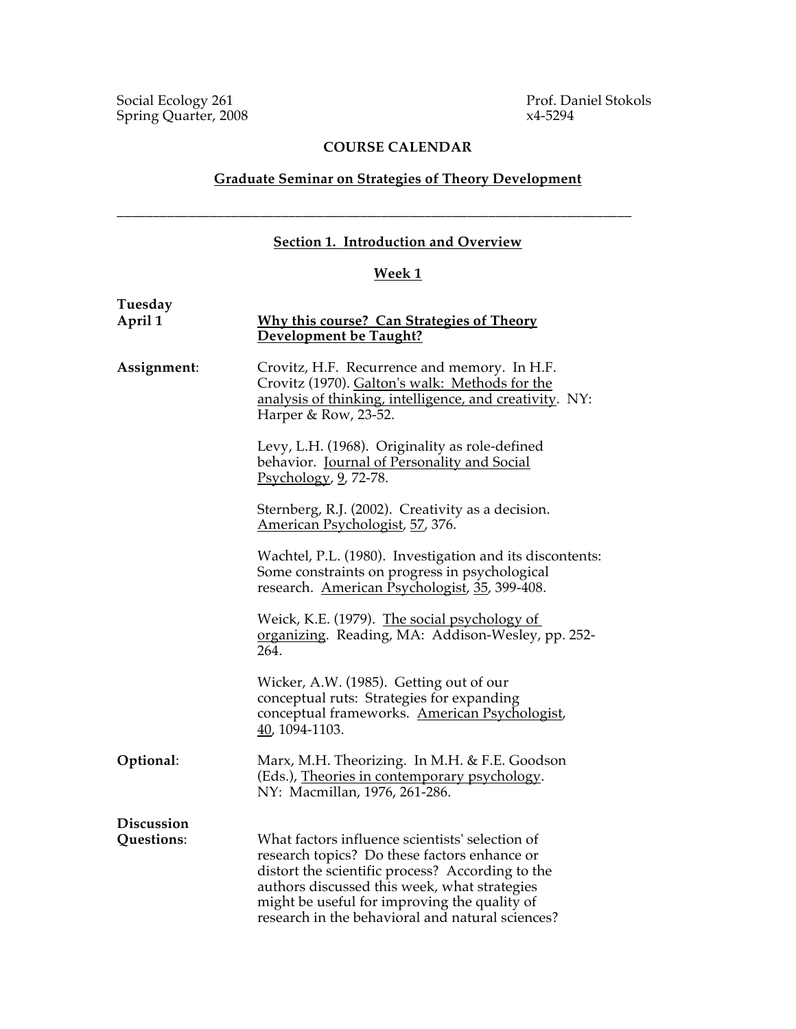Social Ecology 261 Prof. Daniel Stokols
Spring Quarter, 2008 x4-5294

**COURSE CALENDAR**

**Graduate Seminar on Strategies of Theory Development**

---

## Section 1. Introduction and Overview

### Week 1

**Tuesday April 1** — **Why this course? Can Strategies of Theory Development be Taught?**

**Assignment**:

Crovitz, H.F. Recurrence and memory. In H.F. Crovitz (1970). Galton's walk: Methods for the analysis of thinking, intelligence, and creativity. NY: Harper & Row, 23-52.

Levy, L.H. (1968). Originality as role-defined behavior. Journal of Personality and Social Psychology, 9, 72-78.

Sternberg, R.J. (2002). Creativity as a decision. American Psychologist, 57, 376.

Wachtel, P.L. (1980). Investigation and its discontents: Some constraints on progress in psychological research. American Psychologist, 35, 399-408.

Weick, K.E. (1979). The social psychology of organizing. Reading, MA: Addison-Wesley, pp. 252-264.

Wicker, A.W. (1985). Getting out of our conceptual ruts: Strategies for expanding conceptual frameworks. American Psychologist, 40, 1094-1103.

**Optional**:

Marx, M.H. Theorizing. In M.H. & F.E. Goodson (Eds.), Theories in contemporary psychology. NY: Macmillan, 1976, 261-286.

**Discussion Questions**:

What factors influence scientists' selection of research topics? Do these factors enhance or distort the scientific process? According to the authors discussed this week, what strategies might be useful for improving the quality of research in the behavioral and natural sciences?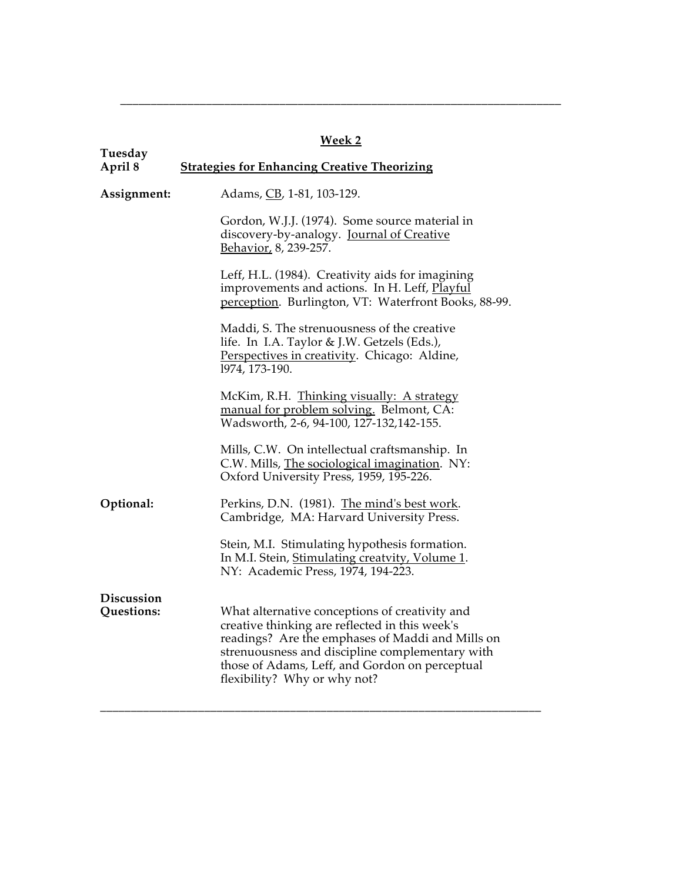## Week 2

**Tuesday April 8** **Strategies for Enhancing Creative Theorizing**

**Assignment:**

Adams, CB, 1-81, 103-129.

Gordon, W.J.J. (1974). Some source material in discovery-by-analogy. Journal of Creative Behavior, 8, 239-257.

Leff, H.L. (1984). Creativity aids for imagining improvements and actions. In H. Leff, Playful perception. Burlington, VT: Waterfront Books, 88-99.

Maddi, S. The strenuousness of the creative life. In I.A. Taylor & J.W. Getzels (Eds.), Perspectives in creativity. Chicago: Aldine, l974, 173-190.

McKim, R.H. Thinking visually: A strategy manual for problem solving. Belmont, CA: Wadsworth, 2-6, 94-100, 127-132,142-155.

Mills, C.W. On intellectual craftsmanship. In C.W. Mills, The sociological imagination. NY: Oxford University Press, 1959, 195-226.

**Optional:**

Perkins, D.N. (1981). The mind's best work. Cambridge, MA: Harvard University Press.

Stein, M.I. Stimulating hypothesis formation. In M.I. Stein, Stimulating creatvity, Volume 1. NY: Academic Press, 1974, 194-223.

**Discussion Questions:**

What alternative conceptions of creativity and creative thinking are reflected in this week's readings? Are the emphases of Maddi and Mills on strenuousness and discipline complementary with those of Adams, Leff, and Gordon on perceptual flexibility? Why or why not?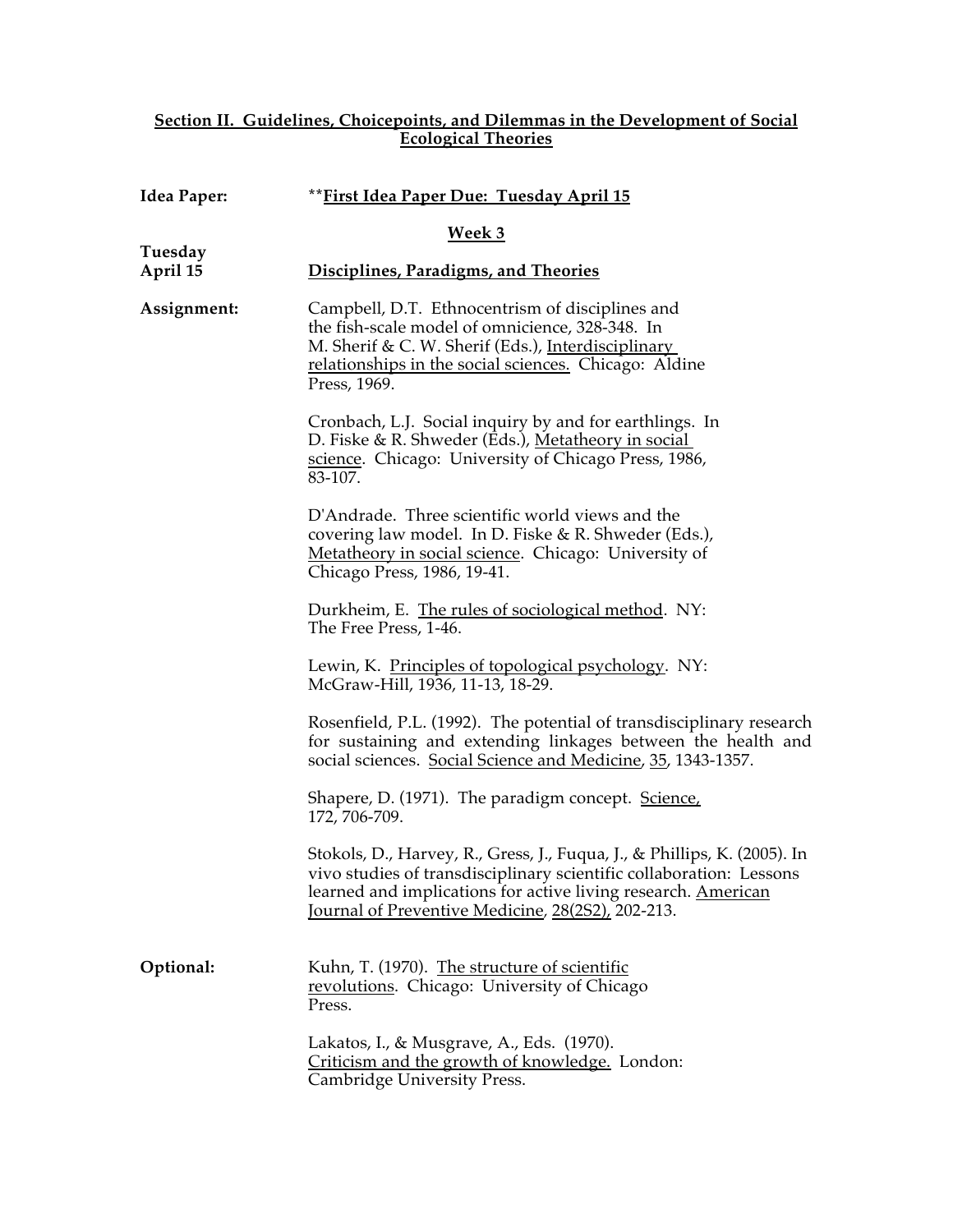## <u>Section II. Guidelines, Choicepoints, and Dilemmas in the Development of Social Ecological Theories</u>

**Idea Paper:** **<u>First Idea Paper Due: Tuesday April 15</u>**

**<u>Week 3</u>**

**Tuesday April 15** **<u>Disciplines, Paradigms, and Theories</u>**

**Assignment:**

Campbell, D.T. Ethnocentrism of disciplines and the fish-scale model of omnicience, 328-348. In M. Sherif & C. W. Sherif (Eds.), <u>Interdisciplinary relationships in the social sciences.</u> Chicago: Aldine Press, 1969.

Cronbach, L.J. Social inquiry by and for earthlings. In D. Fiske & R. Shweder (Eds.), <u>Metatheory in social science</u>. Chicago: University of Chicago Press, 1986, 83-107.

D'Andrade. Three scientific world views and the covering law model. In D. Fiske & R. Shweder (Eds.), <u>Metatheory in social science</u>. Chicago: University of Chicago Press, 1986, 19-41.

Durkheim, E. <u>The rules of sociological method</u>. NY: The Free Press, 1-46.

Lewin, K. <u>Principles of topological psychology</u>. NY: McGraw-Hill, 1936, 11-13, 18-29.

Rosenfield, P.L. (1992). The potential of transdisciplinary research for sustaining and extending linkages between the health and social sciences. <u>Social Science and Medicine</u>, <u>35</u>, 1343-1357.

Shapere, D. (1971). The paradigm concept. <u>Science,</u> 172, 706-709.

Stokols, D., Harvey, R., Gress, J., Fuqua, J., & Phillips, K. (2005). In vivo studies of transdisciplinary scientific collaboration: Lessons learned and implications for active living research. <u>American Journal of Preventive Medicine</u>, <u>28(2S2),</u> 202-213.

**Optional:**

Kuhn, T. (1970). <u>The structure of scientific revolutions</u>. Chicago: University of Chicago Press.

Lakatos, I., & Musgrave, A., Eds. (1970). <u>Criticism and the growth of knowledge.</u> London: Cambridge University Press.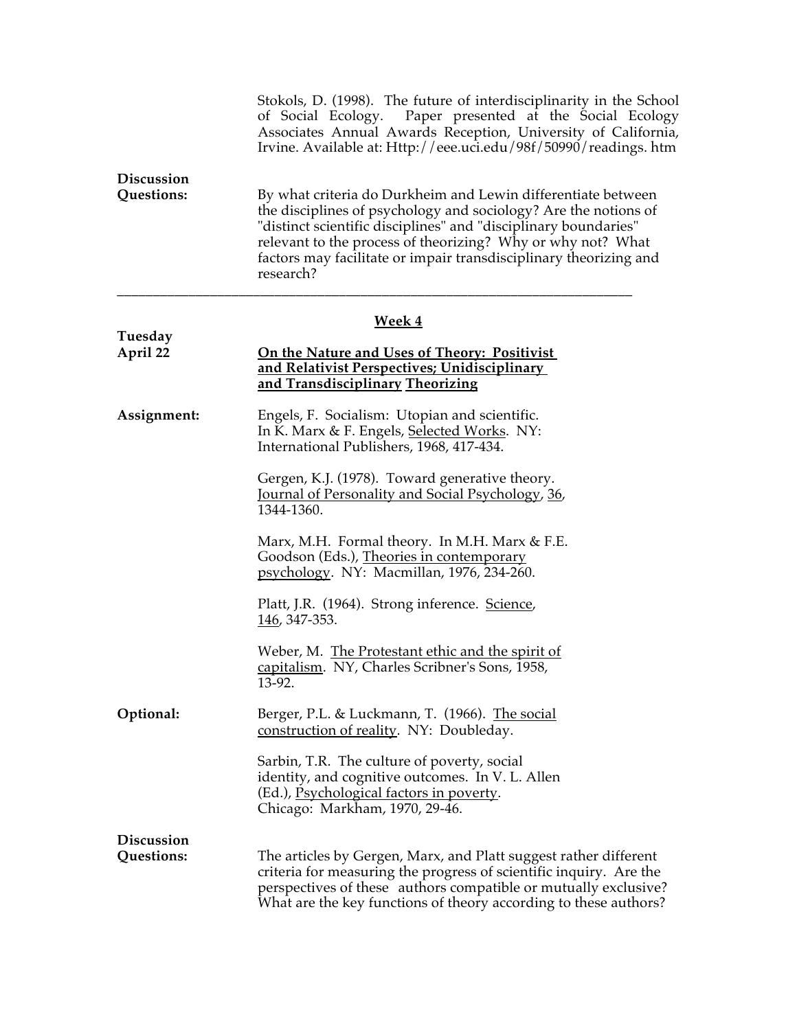Stokols, D. (1998). The future of interdisciplinarity in the School of Social Ecology. Paper presented at the Social Ecology Associates Annual Awards Reception, University of California, Irvine. Available at: Http://eee.uci.edu/98f/50990/readings. htm

**Discussion Questions:** By what criteria do Durkheim and Lewin differentiate between the disciplines of psychology and sociology? Are the notions of "distinct scientific disciplines" and "disciplinary boundaries" relevant to the process of theorizing? Why or why not? What factors may facilitate or impair transdisciplinary theorizing and research?

---

## Week 4

**Tuesday April 22**

**On the Nature and Uses of Theory: Positivist and Relativist Perspectives; Unidisciplinary and Transdisciplinary Theorizing**

**Assignment:**

Engels, F. Socialism: Utopian and scientific. In K. Marx & F. Engels, Selected Works. NY: International Publishers, 1968, 417-434.

Gergen, K.J. (1978). Toward generative theory. Journal of Personality and Social Psychology, 36, 1344-1360.

Marx, M.H. Formal theory. In M.H. Marx & F.E. Goodson (Eds.), Theories in contemporary psychology. NY: Macmillan, 1976, 234-260.

Platt, J.R. (1964). Strong inference. Science, 146, 347-353.

Weber, M. The Protestant ethic and the spirit of capitalism. NY, Charles Scribner's Sons, 1958, 13-92.

**Optional:**

Berger, P.L. & Luckmann, T. (1966). The social construction of reality. NY: Doubleday.

Sarbin, T.R. The culture of poverty, social identity, and cognitive outcomes. In V. L. Allen (Ed.), Psychological factors in poverty. Chicago: Markham, 1970, 29-46.

**Discussion Questions:** The articles by Gergen, Marx, and Platt suggest rather different criteria for measuring the progress of scientific inquiry. Are the perspectives of these authors compatible or mutually exclusive? What are the key functions of theory according to these authors?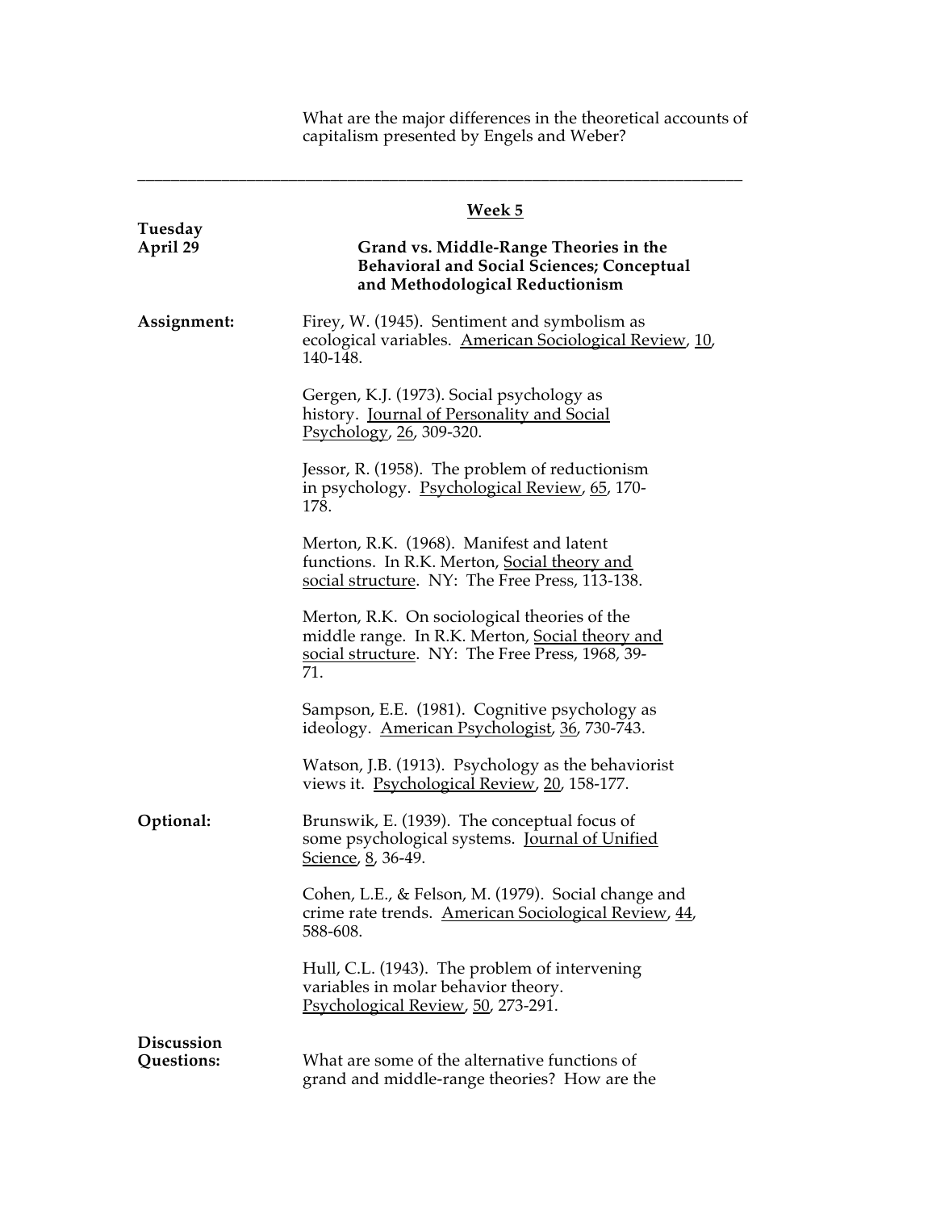What are the major differences in the theoretical accounts of capitalism presented by Engels and Weber?

---

## Week 5

**Tuesday April 29**

**Grand vs. Middle-Range Theories in the Behavioral and Social Sciences; Conceptual and Methodological Reductionism**

**Assignment:**

Firey, W. (1945). Sentiment and symbolism as ecological variables. American Sociological Review, 10, 140-148.

Gergen, K.J. (1973). Social psychology as history. Journal of Personality and Social Psychology, 26, 309-320.

Jessor, R. (1958). The problem of reductionism in psychology. Psychological Review, 65, 170-178.

Merton, R.K. (1968). Manifest and latent functions. In R.K. Merton, Social theory and social structure. NY: The Free Press, 113-138.

Merton, R.K. On sociological theories of the middle range. In R.K. Merton, Social theory and social structure. NY: The Free Press, 1968, 39-71.

Sampson, E.E. (1981). Cognitive psychology as ideology. American Psychologist, 36, 730-743.

Watson, J.B. (1913). Psychology as the behaviorist views it. Psychological Review, 20, 158-177.

**Optional:**

Brunswik, E. (1939). The conceptual focus of some psychological systems. Journal of Unified Science, 8, 36-49.

Cohen, L.E., & Felson, M. (1979). Social change and crime rate trends. American Sociological Review, 44, 588-608.

Hull, C.L. (1943). The problem of intervening variables in molar behavior theory. Psychological Review, 50, 273-291.

**Discussion Questions:**

What are some of the alternative functions of grand and middle-range theories? How are the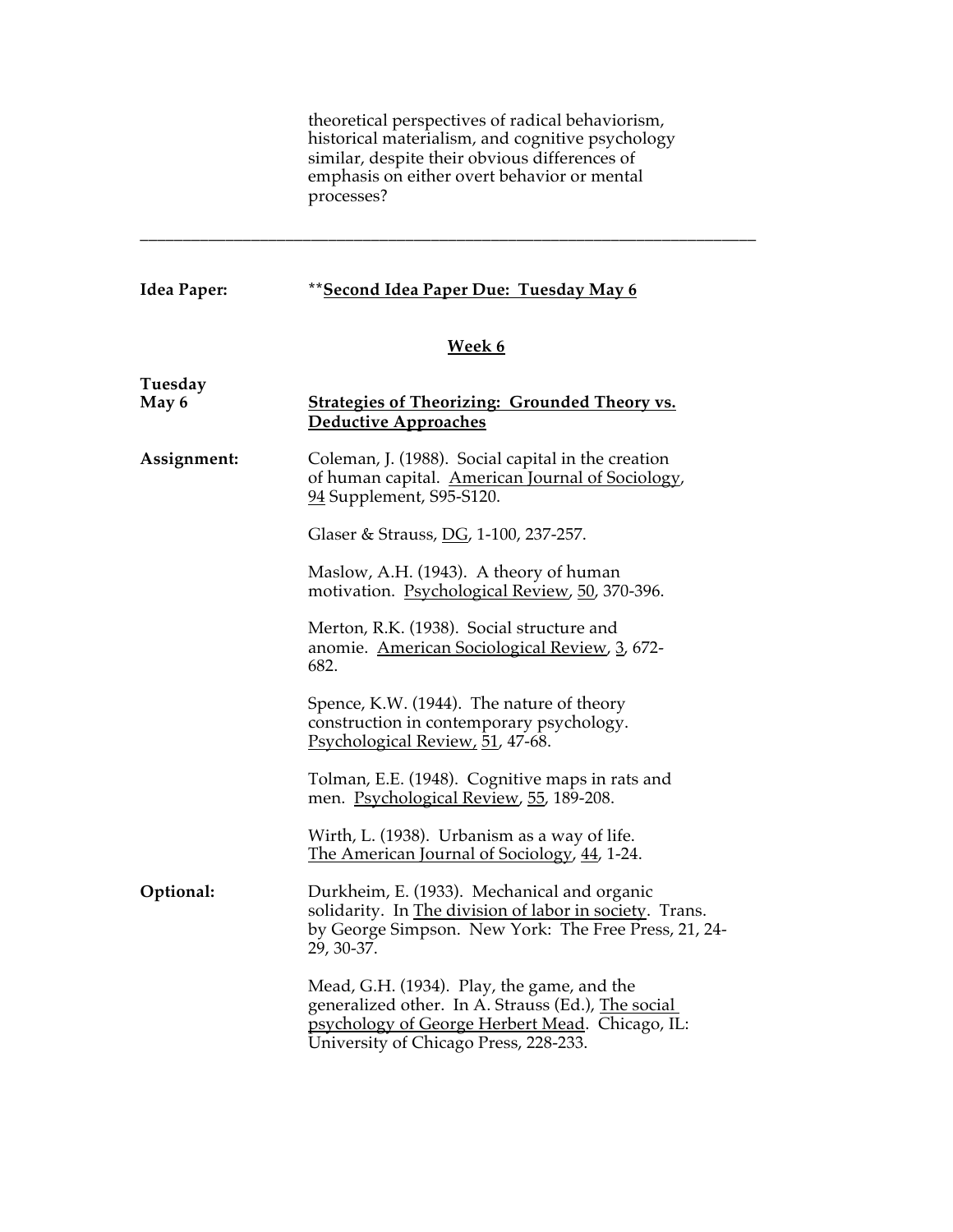theoretical perspectives of radical behaviorism, historical materialism, and cognitive psychology similar, despite their obvious differences of emphasis on either overt behavior or mental processes?

---

**Idea Paper:** **<u>Second Idea Paper Due: Tuesday May 6</u>

## <u>Week 6</u>

**Tuesday May 6** — **<u>Strategies of Theorizing: Grounded Theory vs. Deductive Approaches</u>**

**Assignment:**

Coleman, J. (1988). Social capital in the creation of human capital. <u>American Journal of Sociology</u>, <u>94</u> Supplement, S95-S120.

Glaser & Strauss, <u>DG</u>, 1-100, 237-257.

Maslow, A.H. (1943). A theory of human motivation. <u>Psychological Review</u>, <u>50</u>, 370-396.

Merton, R.K. (1938). Social structure and anomie. <u>American Sociological Review</u>, <u>3</u>, 672-682.

Spence, K.W. (1944). The nature of theory construction in contemporary psychology. <u>Psychological Review</u>, <u>51</u>, 47-68.

Tolman, E.E. (1948). Cognitive maps in rats and men. <u>Psychological Review</u>, <u>55</u>, 189-208.

Wirth, L. (1938). Urbanism as a way of life. <u>The American Journal of Sociology</u>, <u>44</u>, 1-24.

**Optional:**

Durkheim, E. (1933). Mechanical and organic solidarity. In <u>The division of labor in society</u>. Trans. by George Simpson. New York: The Free Press, 21, 24-29, 30-37.

Mead, G.H. (1934). Play, the game, and the generalized other. In A. Strauss (Ed.), <u>The social psychology of George Herbert Mead</u>. Chicago, IL: University of Chicago Press, 228-233.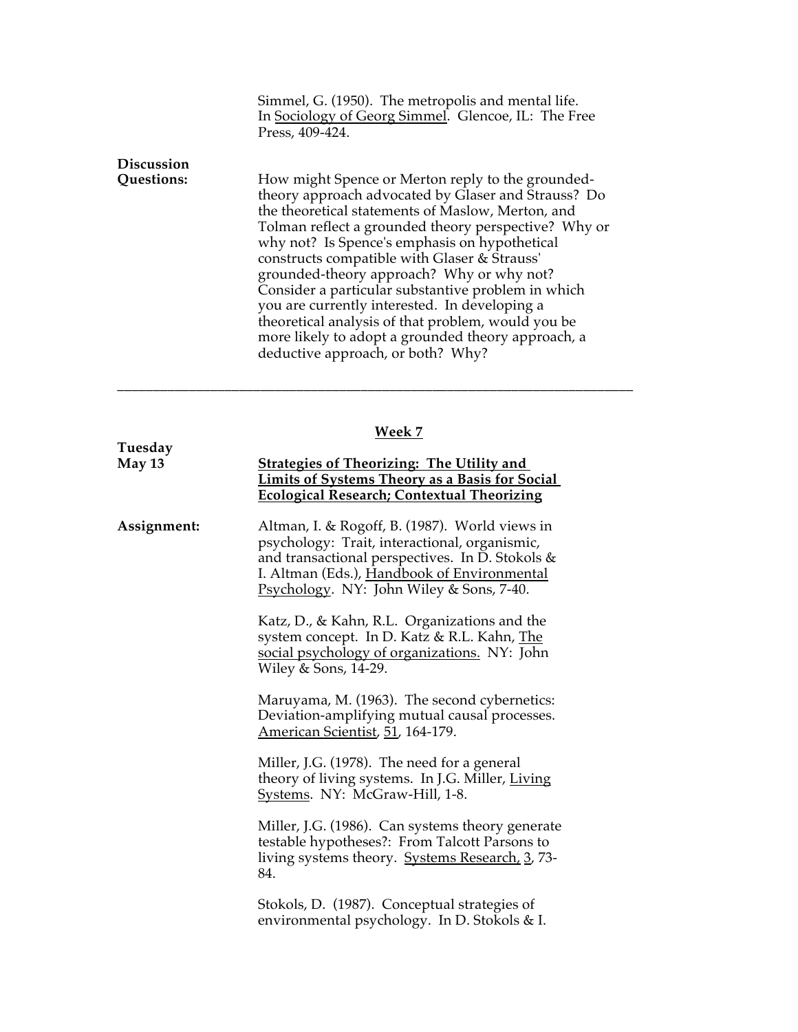Simmel, G. (1950). The metropolis and mental life. In Sociology of Georg Simmel. Glencoe, IL: The Free Press, 409-424.

**Discussion Questions:** How might Spence or Merton reply to the grounded-theory approach advocated by Glaser and Strauss? Do the theoretical statements of Maslow, Merton, and Tolman reflect a grounded theory perspective? Why or why not? Is Spence's emphasis on hypothetical constructs compatible with Glaser & Strauss' grounded-theory approach? Why or why not? Consider a particular substantive problem in which you are currently interested. In developing a theoretical analysis of that problem, would you be more likely to adopt a grounded theory approach, a deductive approach, or both? Why?

---

## Week 7

**Tuesday May 13**

**Strategies of Theorizing: The Utility and Limits of Systems Theory as a Basis for Social Ecological Research; Contextual Theorizing**

**Assignment:**

Altman, I. & Rogoff, B. (1987). World views in psychology: Trait, interactional, organismic, and transactional perspectives. In D. Stokols & I. Altman (Eds.), Handbook of Environmental Psychology. NY: John Wiley & Sons, 7-40.

Katz, D., & Kahn, R.L. Organizations and the system concept. In D. Katz & R.L. Kahn, The social psychology of organizations. NY: John Wiley & Sons, 14-29.

Maruyama, M. (1963). The second cybernetics: Deviation-amplifying mutual causal processes. American Scientist, 51, 164-179.

Miller, J.G. (1978). The need for a general theory of living systems. In J.G. Miller, Living Systems. NY: McGraw-Hill, 1-8.

Miller, J.G. (1986). Can systems theory generate testable hypotheses?: From Talcott Parsons to living systems theory. Systems Research, 3, 73-84.

Stokols, D. (1987). Conceptual strategies of environmental psychology. In D. Stokols & I.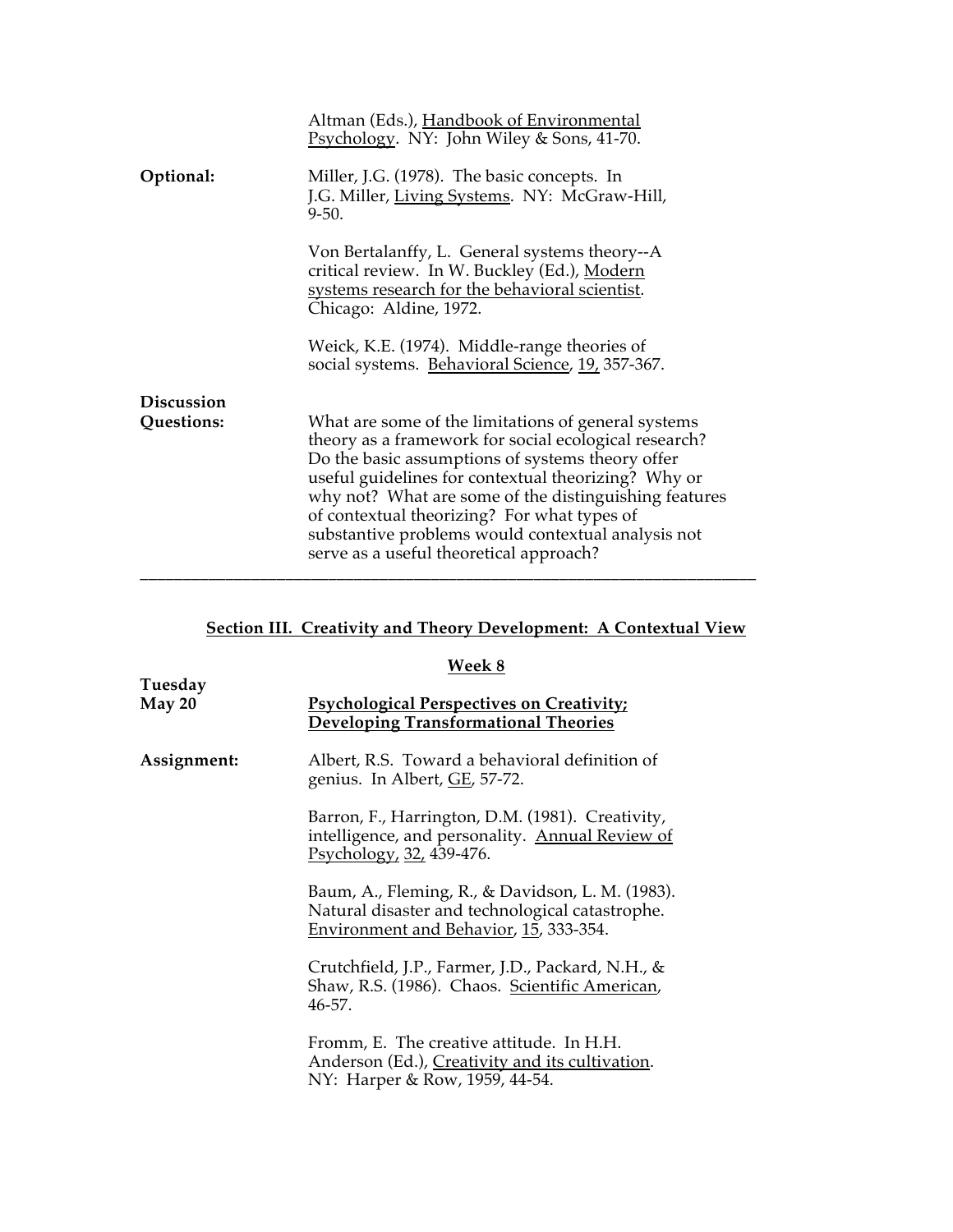Altman (Eds.), Handbook of Environmental Psychology. NY: John Wiley & Sons, 41-70.

**Optional:**

Miller, J.G. (1978). The basic concepts. In J.G. Miller, Living Systems. NY: McGraw-Hill, 9-50.

Von Bertalanffy, L. General systems theory--A critical review. In W. Buckley (Ed.), Modern systems research for the behavioral scientist. Chicago: Aldine, 1972.

Weick, K.E. (1974). Middle-range theories of social systems. Behavioral Science, 19, 357-367.

**Discussion Questions:**

What are some of the limitations of general systems theory as a framework for social ecological research? Do the basic assumptions of systems theory offer useful guidelines for contextual theorizing? Why or why not? What are some of the distinguishing features of contextual theorizing? For what types of substantive problems would contextual analysis not serve as a useful theoretical approach?

---

## Section III. Creativity and Theory Development: A Contextual View

### Week 8

**Tuesday May 20**

**Psychological Perspectives on Creativity; Developing Transformational Theories**

**Assignment:**

Albert, R.S. Toward a behavioral definition of genius. In Albert, GE, 57-72.

Barron, F., Harrington, D.M. (1981). Creativity, intelligence, and personality. Annual Review of Psychology, 32, 439-476.

Baum, A., Fleming, R., & Davidson, L. M. (1983). Natural disaster and technological catastrophe. Environment and Behavior, 15, 333-354.

Crutchfield, J.P., Farmer, J.D., Packard, N.H., & Shaw, R.S. (1986). Chaos. Scientific American, 46-57.

Fromm, E. The creative attitude. In H.H. Anderson (Ed.), Creativity and its cultivation. NY: Harper & Row, 1959, 44-54.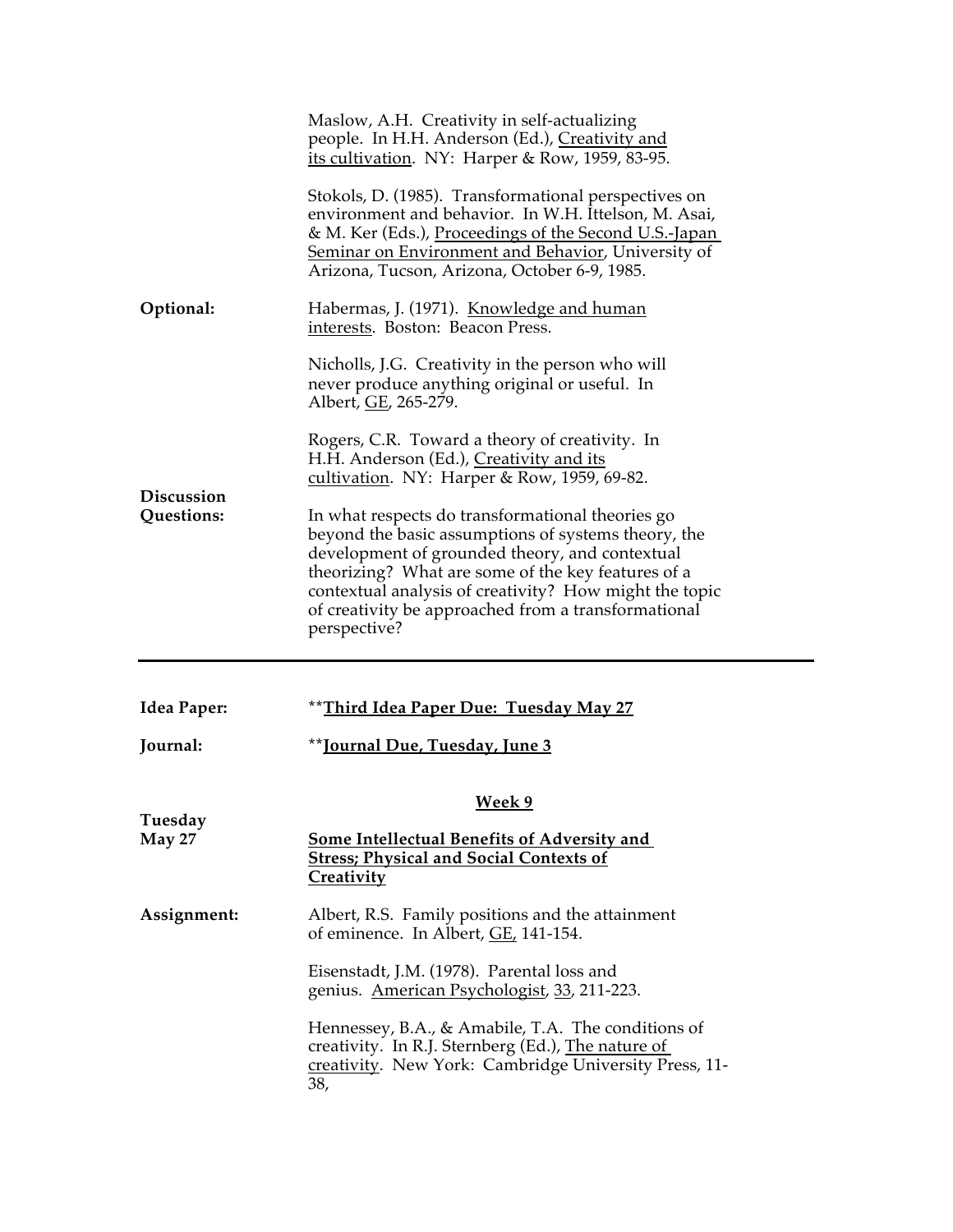Maslow, A.H. Creativity in self-actualizing people. In H.H. Anderson (Ed.), <u>Creativity and its cultivation</u>. NY: Harper & Row, 1959, 83-95.

Stokols, D. (1985). Transformational perspectives on environment and behavior. In W.H. Ittelson, M. Asai, & M. Ker (Eds.), <u>Proceedings of the Second U.S.-Japan Seminar on Environment and Behavior</u>, University of Arizona, Tucson, Arizona, October 6-9, 1985.

**Optional:**

Habermas, J. (1971). <u>Knowledge and human interests</u>. Boston: Beacon Press.

Nicholls, J.G. Creativity in the person who will never produce anything original or useful. In Albert, <u>GE</u>, 265-279.

Rogers, C.R. Toward a theory of creativity. In H.H. Anderson (Ed.), <u>Creativity and its cultivation</u>. NY: Harper & Row, 1959, 69-82.

**Discussion Questions:**

In what respects do transformational theories go beyond the basic assumptions of systems theory, the development of grounded theory, and contextual theorizing? What are some of the key features of a contextual analysis of creativity? How might the topic of creativity be approached from a transformational perspective?

---

**Idea Paper:** **<u>Third Idea Paper Due: Tuesday May 27</u>

**Journal:** **<u>Journal Due, Tuesday, June 3</u>

## <u>Week 9</u>

**Tuesday May 27**

**<u>Some Intellectual Benefits of Adversity and Stress; Physical and Social Contexts of Creativity</u>**

**Assignment:**

Albert, R.S. Family positions and the attainment of eminence. In Albert, <u>GE</u>, 141-154.

Eisenstadt, J.M. (1978). Parental loss and genius. <u>American Psychologist</u>, <u>33</u>, 211-223.

Hennessey, B.A., & Amabile, T.A. The conditions of creativity. In R.J. Sternberg (Ed.), <u>The nature of creativity</u>. New York: Cambridge University Press, 11-38,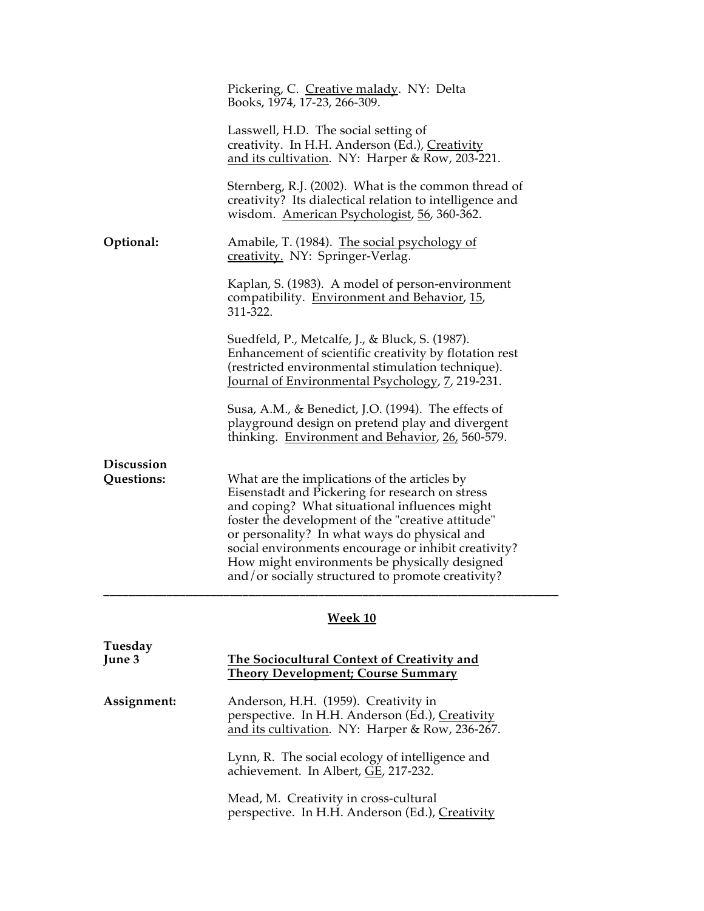Pickering, C. Creative malady. NY: Delta Books, 1974, 17-23, 266-309.

Lasswell, H.D. The social setting of creativity. In H.H. Anderson (Ed.), Creativity and its cultivation. NY: Harper & Row, 203-221.

Sternberg, R.J. (2002). What is the common thread of creativity? Its dialectical relation to intelligence and wisdom. American Psychologist, 56, 360-362.

**Optional:**

Amabile, T. (1984). The social psychology of creativity. NY: Springer-Verlag.

Kaplan, S. (1983). A model of person-environment compatibility. Environment and Behavior, 15, 311-322.

Suedfeld, P., Metcalfe, J., & Bluck, S. (1987). Enhancement of scientific creativity by flotation rest (restricted environmental stimulation technique). Journal of Environmental Psychology, 7, 219-231.

Susa, A.M., & Benedict, J.O. (1994). The effects of playground design on pretend play and divergent thinking. Environment and Behavior, 26, 560-579.

**Discussion Questions:**

What are the implications of the articles by Eisenstadt and Pickering for research on stress and coping? What situational influences might foster the development of the "creative attitude" or personality? In what ways do physical and social environments encourage or inhibit creativity? How might environments be physically designed and/or socially structured to promote creativity?

---

## Week 10

**Tuesday June 3**

**The Sociocultural Context of Creativity and Theory Development; Course Summary**

**Assignment:**

Anderson, H.H. (1959). Creativity in perspective. In H.H. Anderson (Ed.), Creativity and its cultivation. NY: Harper & Row, 236-267.

Lynn, R. The social ecology of intelligence and achievement. In Albert, GE, 217-232.

Mead, M. Creativity in cross-cultural perspective. In H.H. Anderson (Ed.), Creativity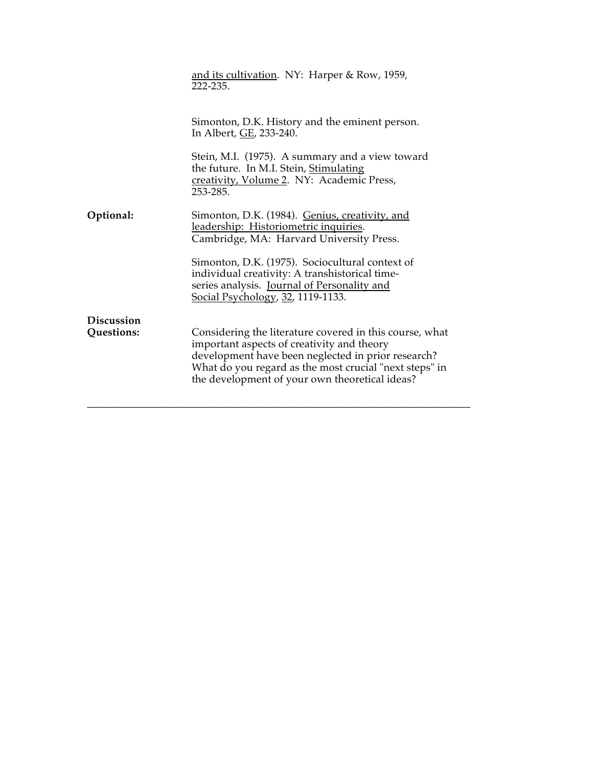<u>and its cultivation</u>. NY: Harper & Row, 1959, 222-235.

Simonton, D.K. History and the eminent person. In Albert, <u>GE</u>, 233-240.

Stein, M.I. (1975). A summary and a view toward the future. In M.I. Stein, <u>Stimulating creativity, Volume 2</u>. NY: Academic Press, 253-285.

**Optional:**

Simonton, D.K. (1984). <u>Genius, creativity, and leadership: Historiometric inquiries</u>. Cambridge, MA: Harvard University Press.

Simonton, D.K. (1975). Sociocultural context of individual creativity: A transhistorical time-series analysis. <u>Journal of Personality and Social Psychology</u>, <u>32</u>, 1119-1133.

**Discussion Questions:**

Considering the literature covered in this course, what important aspects of creativity and theory development have been neglected in prior research? What do you regard as the most crucial "next steps" in the development of your own theoretical ideas?

---